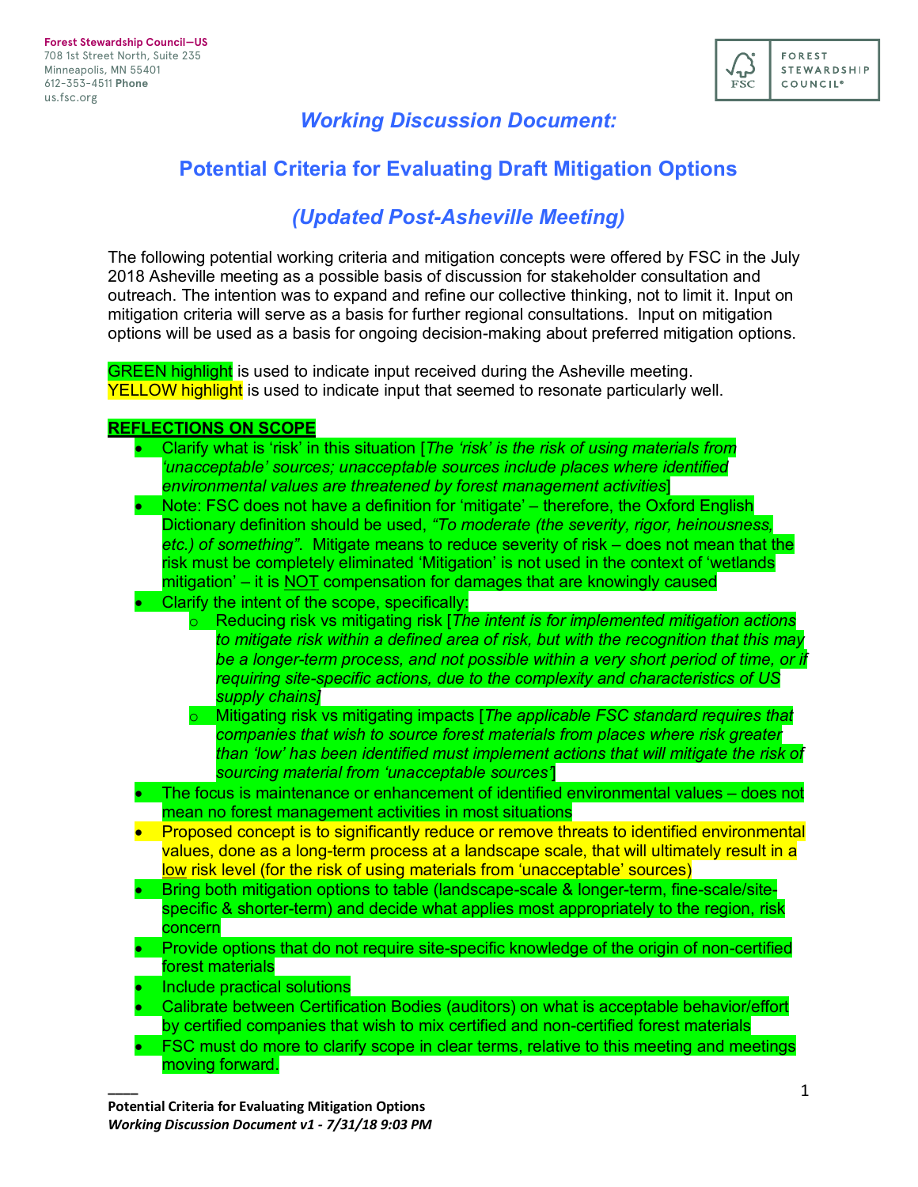Forest Stewardship Council—US
708 1st Street North, Suite 235
Minneapolis, MN 55401
612-353-4511 **Phone**
us.fsc.org

# *Working Discussion Document:*

## Potential Criteria for Evaluating Draft Mitigation Options

## *(Updated Post-Asheville Meeting)*

The following potential working criteria and mitigation concepts were offered by FSC in the July 2018 Asheville meeting as a possible basis of discussion for stakeholder consultation and outreach. The intention was to expand and refine our collective thinking, not to limit it. Input on mitigation criteria will serve as a basis for further regional consultations. Input on mitigation options will be used as a basis for ongoing decision-making about preferred mitigation options.

GREEN highlight is used to indicate input received during the Asheville meeting.
YELLOW highlight is used to indicate input that seemed to resonate particularly well.

**REFLECTIONS ON SCOPE**

- Clarify what is 'risk' in this situation [*The 'risk' is the risk of using materials from 'unacceptable' sources; unacceptable sources include places where identified environmental values are threatened by forest management activities*]
- Note: FSC does not have a definition for 'mitigate' – therefore, the Oxford English Dictionary definition should be used, *"To moderate (the severity, rigor, heinousness, etc.) of something"*. Mitigate means to reduce severity of risk – does not mean that the risk must be completely eliminated 'Mitigation' is not used in the context of 'wetlands mitigation' – it is NOT compensation for damages that are knowingly caused
- Clarify the intent of the scope, specifically:
  - Reducing risk vs mitigating risk [*The intent is for implemented mitigation actions to mitigate risk within a defined area of risk, but with the recognition that this may be a longer-term process, and not possible within a very short period of time, or if requiring site-specific actions, due to the complexity and characteristics of US supply chains]*
  - Mitigating risk vs mitigating impacts [*The applicable FSC standard requires that companies that wish to source forest materials from places where risk greater than 'low' has been identified must implement actions that will mitigate the risk of sourcing material from 'unacceptable sources'*]
- The focus is maintenance or enhancement of identified environmental values – does not mean no forest management activities in most situations
- Proposed concept is to significantly reduce or remove threats to identified environmental values, done as a long-term process at a landscape scale, that will ultimately result in a low risk level (for the risk of using materials from 'unacceptable' sources)
- Bring both mitigation options to table (landscape-scale & longer-term, fine-scale/site-specific & shorter-term) and decide what applies most appropriately to the region, risk concern
- Provide options that do not require site-specific knowledge of the origin of non-certified forest materials
- Include practical solutions
- Calibrate between Certification Bodies (auditors) on what is acceptable behavior/effort by certified companies that wish to mix certified and non-certified forest materials
- FSC must do more to clarify scope in clear terms, relative to this meeting and meetings moving forward.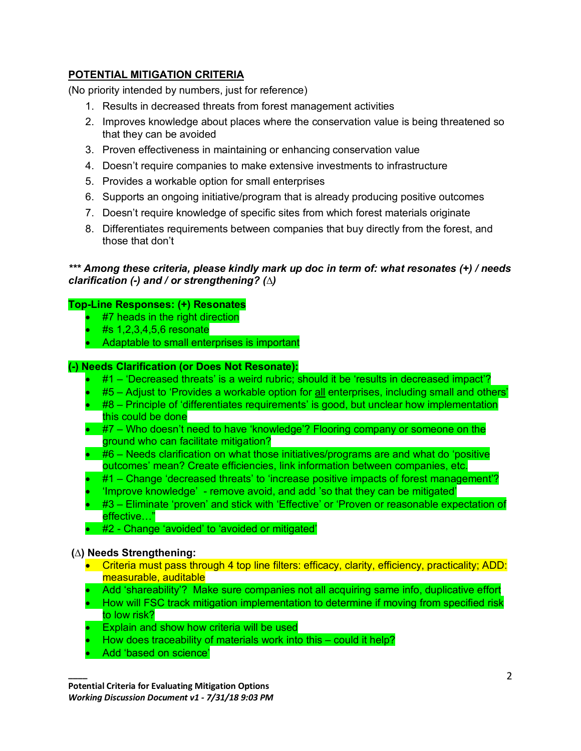## POTENTIAL MITIGATION CRITERIA

(No priority intended by numbers, just for reference)

1. Results in decreased threats from forest management activities
2. Improves knowledge about places where the conservation value is being threatened so that they can be avoided
3. Proven effectiveness in maintaining or enhancing conservation value
4. Doesn't require companies to make extensive investments to infrastructure
5. Provides a workable option for small enterprises
6. Supports an ongoing initiative/program that is already producing positive outcomes
7. Doesn't require knowledge of specific sites from which forest materials originate
8. Differentiates requirements between companies that buy directly from the forest, and those that don't

***\*\*\* Among these criteria, please kindly mark up doc in term of: what resonates (+) / needs clarification (-) and / or strengthening? (∆)***

**Top-Line Responses: (+) Resonates**

- #7 heads in the right direction
- #s 1,2,3,4,5,6 resonate
- Adaptable to small enterprises is important

**(-) Needs Clarification (or Does Not Resonate):**

- #1 – 'Decreased threats' is a weird rubric; should it be 'results in decreased impact'?
- #5 – Adjust to 'Provides a workable option for all enterprises, including small and others'
- #8 – Principle of 'differentiates requirements' is good, but unclear how implementation this could be done
- #7 – Who doesn't need to have 'knowledge'? Flooring company or someone on the ground who can facilitate mitigation?
- #6 – Needs clarification on what those initiatives/programs are and what do 'positive outcomes' mean? Create efficiencies, link information between companies, etc.
- #1 – Change 'decreased threats' to 'increase positive impacts of forest management'?
- 'Improve knowledge' - remove avoid, and add 'so that they can be mitigated'
- #3 – Eliminate 'proven' and stick with 'Effective' or 'Proven or reasonable expectation of effective…"
- #2 - Change 'avoided' to 'avoided or mitigated'

**(∆) Needs Strengthening:**

- Criteria must pass through 4 top line filters: efficacy, clarity, efficiency, practicality; ADD: measurable, auditable
- Add 'shareability'? Make sure companies not all acquiring same info, duplicative effort
- How will FSC track mitigation implementation to determine if moving from specified risk to low risk?
- Explain and show how criteria will be used
- How does traceability of materials work into this – could it help?
- Add 'based on science'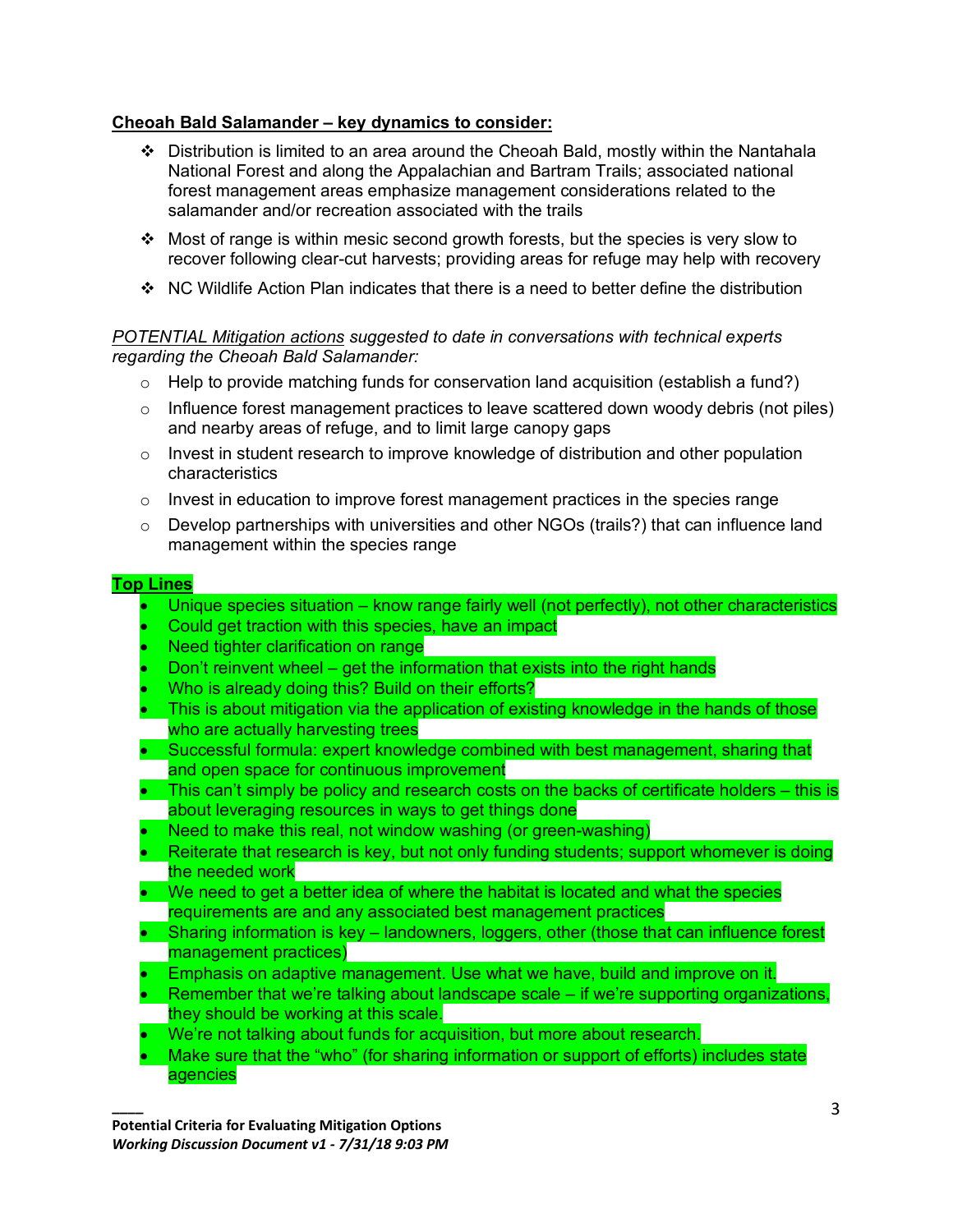**Cheoah Bald Salamander – key dynamics to consider:**

- Distribution is limited to an area around the Cheoah Bald, mostly within the Nantahala National Forest and along the Appalachian and Bartram Trails; associated national forest management areas emphasize management considerations related to the salamander and/or recreation associated with the trails
- Most of range is within mesic second growth forests, but the species is very slow to recover following clear-cut harvests; providing areas for refuge may help with recovery
- NC Wildlife Action Plan indicates that there is a need to better define the distribution

*POTENTIAL Mitigation actions suggested to date in conversations with technical experts regarding the Cheoah Bald Salamander:*

- Help to provide matching funds for conservation land acquisition (establish a fund?)
- Influence forest management practices to leave scattered down woody debris (not piles) and nearby areas of refuge, and to limit large canopy gaps
- Invest in student research to improve knowledge of distribution and other population characteristics
- Invest in education to improve forest management practices in the species range
- Develop partnerships with universities and other NGOs (trails?) that can influence land management within the species range

**Top Lines**

- Unique species situation – know range fairly well (not perfectly), not other characteristics
- Could get traction with this species, have an impact
- Need tighter clarification on range
- Don't reinvent wheel – get the information that exists into the right hands
- Who is already doing this? Build on their efforts?
- This is about mitigation via the application of existing knowledge in the hands of those who are actually harvesting trees
- Successful formula: expert knowledge combined with best management, sharing that and open space for continuous improvement
- This can't simply be policy and research costs on the backs of certificate holders – this is about leveraging resources in ways to get things done
- Need to make this real, not window washing (or green-washing)
- Reiterate that research is key, but not only funding students; support whomever is doing the needed work
- We need to get a better idea of where the habitat is located and what the species requirements are and any associated best management practices
- Sharing information is key – landowners, loggers, other (those that can influence forest management practices)
- Emphasis on adaptive management. Use what we have, build and improve on it.
- Remember that we're talking about landscape scale – if we're supporting organizations, they should be working at this scale.
- We're not talking about funds for acquisition, but more about research.
- Make sure that the "who" (for sharing information or support of efforts) includes state agencies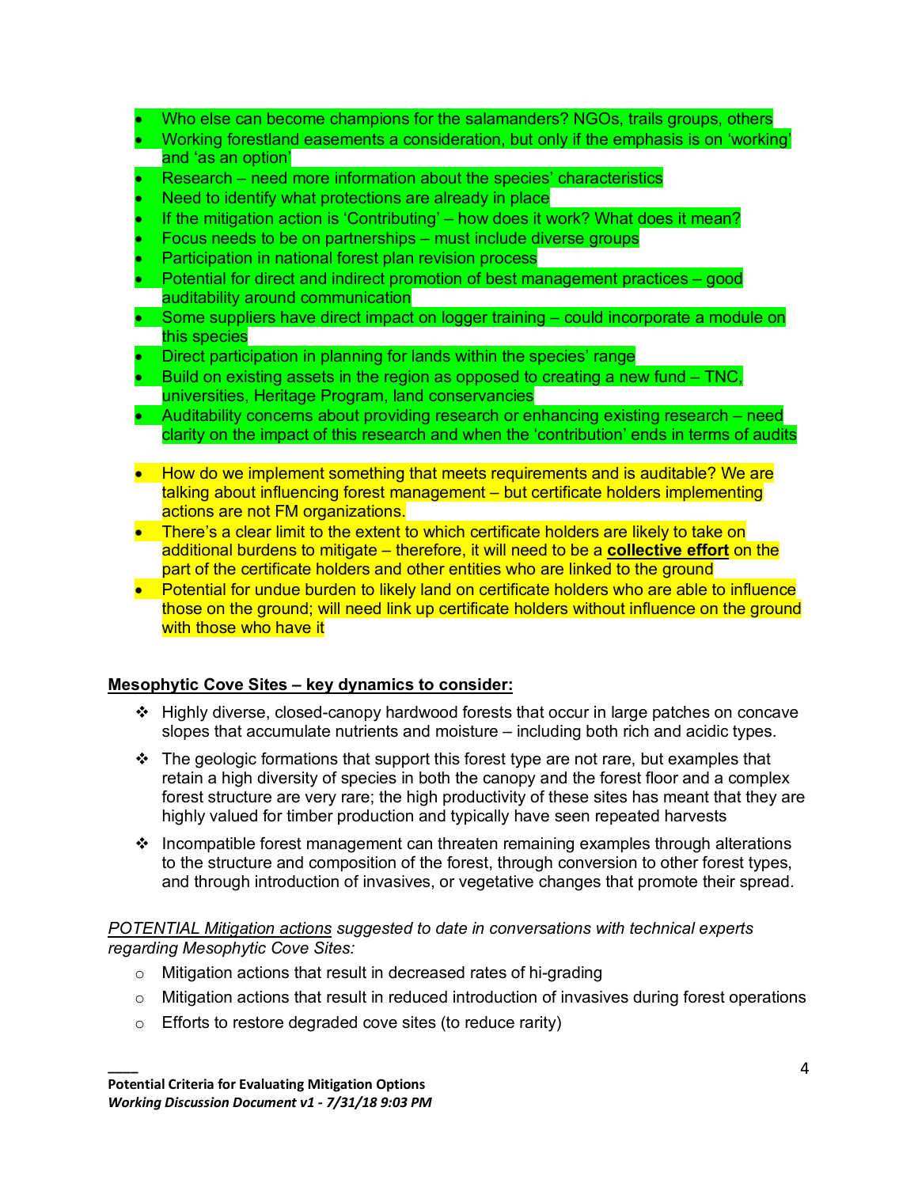- Who else can become champions for the salamanders? NGOs, trails groups, others
- Working forestland easements a consideration, but only if the emphasis is on 'working' and 'as an option'
- Research – need more information about the species' characteristics
- Need to identify what protections are already in place
- If the mitigation action is 'Contributing' – how does it work? What does it mean?
- Focus needs to be on partnerships – must include diverse groups
- Participation in national forest plan revision process
- Potential for direct and indirect promotion of best management practices – good auditability around communication
- Some suppliers have direct impact on logger training – could incorporate a module on this species
- Direct participation in planning for lands within the species' range
- Build on existing assets in the region as opposed to creating a new fund – TNC, universities, Heritage Program, land conservancies
- Auditability concerns about providing research or enhancing existing research – need clarity on the impact of this research and when the 'contribution' ends in terms of audits

- How do we implement something that meets requirements and is auditable? We are talking about influencing forest management – but certificate holders implementing actions are not FM organizations.
- There's a clear limit to the extent to which certificate holders are likely to take on additional burdens to mitigate – therefore, it will need to be a **collective effort** on the part of the certificate holders and other entities who are linked to the ground
- Potential for undue burden to likely land on certificate holders who are able to influence those on the ground; will need link up certificate holders without influence on the ground with those who have it

**Mesophytic Cove Sites – key dynamics to consider:**

- Highly diverse, closed-canopy hardwood forests that occur in large patches on concave slopes that accumulate nutrients and moisture – including both rich and acidic types.
- The geologic formations that support this forest type are not rare, but examples that retain a high diversity of species in both the canopy and the forest floor and a complex forest structure are very rare; the high productivity of these sites has meant that they are highly valued for timber production and typically have seen repeated harvests
- Incompatible forest management can threaten remaining examples through alterations to the structure and composition of the forest, through conversion to other forest types, and through introduction of invasives, or vegetative changes that promote their spread.

*POTENTIAL Mitigation actions suggested to date in conversations with technical experts regarding Mesophytic Cove Sites:*

- Mitigation actions that result in decreased rates of hi-grading
- Mitigation actions that result in reduced introduction of invasives during forest operations
- Efforts to restore degraded cove sites (to reduce rarity)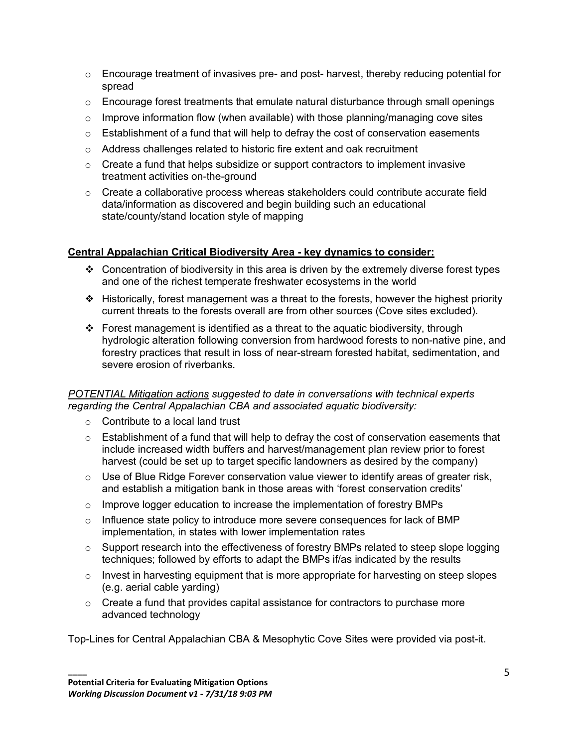- Encourage treatment of invasives pre- and post- harvest, thereby reducing potential for spread
- Encourage forest treatments that emulate natural disturbance through small openings
- Improve information flow (when available) with those planning/managing cove sites
- Establishment of a fund that will help to defray the cost of conservation easements
- Address challenges related to historic fire extent and oak recruitment
- Create a fund that helps subsidize or support contractors to implement invasive treatment activities on-the-ground
- Create a collaborative process whereas stakeholders could contribute accurate field data/information as discovered and begin building such an educational state/county/stand location style of mapping

**Central Appalachian Critical Biodiversity Area - key dynamics to consider:**

- Concentration of biodiversity in this area is driven by the extremely diverse forest types and one of the richest temperate freshwater ecosystems in the world
- Historically, forest management was a threat to the forests, however the highest priority current threats to the forests overall are from other sources (Cove sites excluded).
- Forest management is identified as a threat to the aquatic biodiversity, through hydrologic alteration following conversion from hardwood forests to non-native pine, and forestry practices that result in loss of near-stream forested habitat, sedimentation, and severe erosion of riverbanks.

*POTENTIAL Mitigation actions suggested to date in conversations with technical experts regarding the Central Appalachian CBA and associated aquatic biodiversity:*

- Contribute to a local land trust
- Establishment of a fund that will help to defray the cost of conservation easements that include increased width buffers and harvest/management plan review prior to forest harvest (could be set up to target specific landowners as desired by the company)
- Use of Blue Ridge Forever conservation value viewer to identify areas of greater risk, and establish a mitigation bank in those areas with 'forest conservation credits'
- Improve logger education to increase the implementation of forestry BMPs
- Influence state policy to introduce more severe consequences for lack of BMP implementation, in states with lower implementation rates
- Support research into the effectiveness of forestry BMPs related to steep slope logging techniques; followed by efforts to adapt the BMPs if/as indicated by the results
- Invest in harvesting equipment that is more appropriate for harvesting on steep slopes (e.g. aerial cable yarding)
- Create a fund that provides capital assistance for contractors to purchase more advanced technology

Top-Lines for Central Appalachian CBA & Mesophytic Cove Sites were provided via post-it.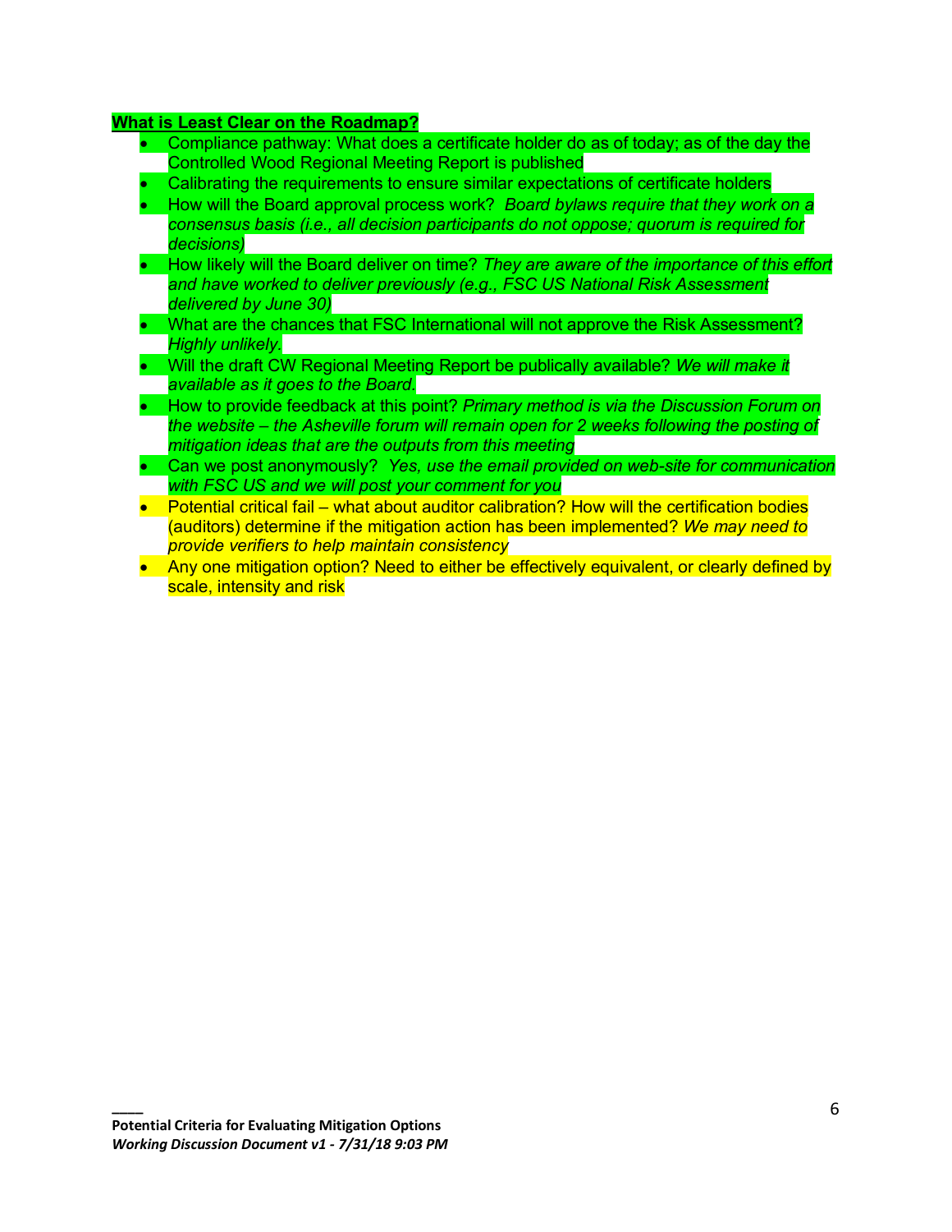**What is Least Clear on the Roadmap?**

- Compliance pathway: What does a certificate holder do as of today; as of the day the Controlled Wood Regional Meeting Report is published
- Calibrating the requirements to ensure similar expectations of certificate holders
- How will the Board approval process work? *Board bylaws require that they work on a consensus basis (i.e., all decision participants do not oppose; quorum is required for decisions)*
- How likely will the Board deliver on time? *They are aware of the importance of this effort and have worked to deliver previously (e.g., FSC US National Risk Assessment delivered by June 30)*
- What are the chances that FSC International will not approve the Risk Assessment? *Highly unlikely.*
- Will the draft CW Regional Meeting Report be publically available? *We will make it available as it goes to the Board.*
- How to provide feedback at this point? *Primary method is via the Discussion Forum on the website – the Asheville forum will remain open for 2 weeks following the posting of mitigation ideas that are the outputs from this meeting*
- Can we post anonymously? *Yes, use the email provided on web-site for communication with FSC US and we will post your comment for you*
- Potential critical fail – what about auditor calibration? How will the certification bodies (auditors) determine if the mitigation action has been implemented? *We may need to provide verifiers to help maintain consistency*
- Any one mitigation option? Need to either be effectively equivalent, or clearly defined by scale, intensity and risk